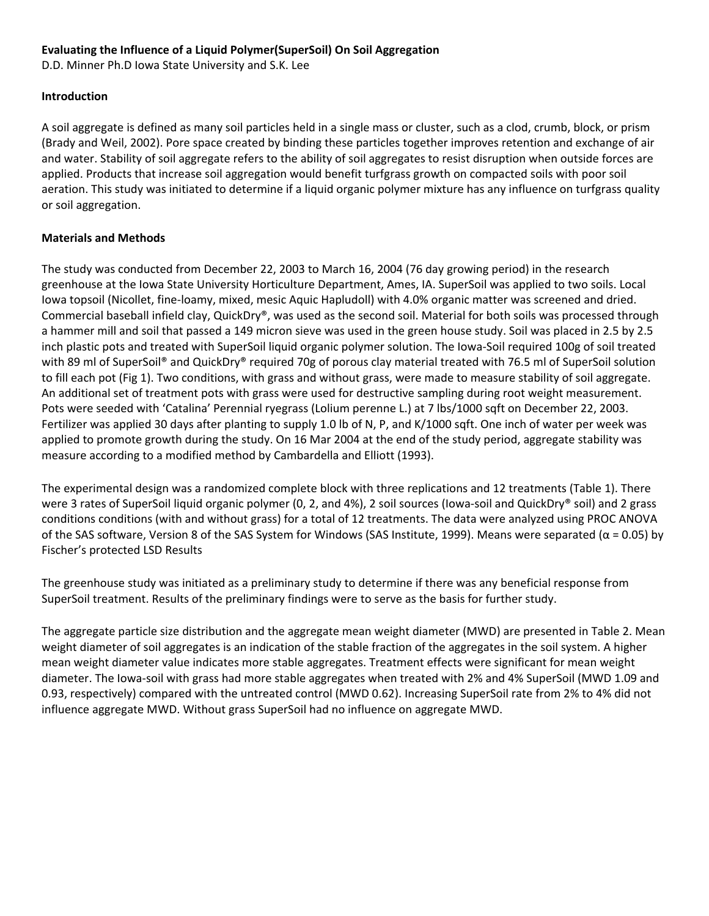**Evaluating the Influence of a Liquid Polymer(SuperSoil) On Soil Aggregation**

D.D. Minner Ph.D Iowa State University and S.K. Lee

**Introduction**

A soil aggregate is defined as many soil particles held in a single mass or cluster, such as a clod, crumb, block, or prism (Brady and Weil, 2002). Pore space created by binding these particles together improves retention and exchange of air and water. Stability of soil aggregate refers to the ability of soil aggregates to resist disruption when outside forces are applied. Products that increase soil aggregation would benefit turfgrass growth on compacted soils with poor soil aeration. This study was initiated to determine if a liquid organic polymer mixture has any influence on turfgrass quality or soil aggregation.

**Materials and Methods**

The study was conducted from December 22, 2003 to March 16, 2004 (76 day growing period) in the research greenhouse at the Iowa State University Horticulture Department, Ames, IA. SuperSoil was applied to two soils. Local Iowa topsoil (Nicollet, fine-loamy, mixed, mesic Aquic Hapludoll) with 4.0% organic matter was screened and dried. Commercial baseball infield clay, QuickDry®, was used as the second soil. Material for both soils was processed through a hammer mill and soil that passed a 149 micron sieve was used in the green house study. Soil was placed in 2.5 by 2.5 inch plastic pots and treated with SuperSoil liquid organic polymer solution. The Iowa-Soil required 100g of soil treated with 89 ml of SuperSoil® and QuickDry® required 70g of porous clay material treated with 76.5 ml of SuperSoil solution to fill each pot (Fig 1). Two conditions, with grass and without grass, were made to measure stability of soil aggregate. An additional set of treatment pots with grass were used for destructive sampling during root weight measurement. Pots were seeded with 'Catalina' Perennial ryegrass (Lolium perenne L.) at 7 lbs/1000 sqft on December 22, 2003. Fertilizer was applied 30 days after planting to supply 1.0 lb of N, P, and K/1000 sqft. One inch of water per week was applied to promote growth during the study. On 16 Mar 2004 at the end of the study period, aggregate stability was measure according to a modified method by Cambardella and Elliott (1993).

The experimental design was a randomized complete block with three replications and 12 treatments (Table 1). There were 3 rates of SuperSoil liquid organic polymer (0, 2, and 4%), 2 soil sources (Iowa-soil and QuickDry® soil) and 2 grass conditions conditions (with and without grass) for a total of 12 treatments. The data were analyzed using PROC ANOVA of the SAS software, Version 8 of the SAS System for Windows (SAS Institute, 1999). Means were separated ($\alpha = 0.05$) by Fischer's protected LSD Results

The greenhouse study was initiated as a preliminary study to determine if there was any beneficial response from SuperSoil treatment. Results of the preliminary findings were to serve as the basis for further study.

The aggregate particle size distribution and the aggregate mean weight diameter (MWD) are presented in Table 2. Mean weight diameter of soil aggregates is an indication of the stable fraction of the aggregates in the soil system. A higher mean weight diameter value indicates more stable aggregates. Treatment effects were significant for mean weight diameter. The Iowa-soil with grass had more stable aggregates when treated with 2% and 4% SuperSoil (MWD 1.09 and 0.93, respectively) compared with the untreated control (MWD 0.62). Increasing SuperSoil rate from 2% to 4% did not influence aggregate MWD. Without grass SuperSoil had no influence on aggregate MWD.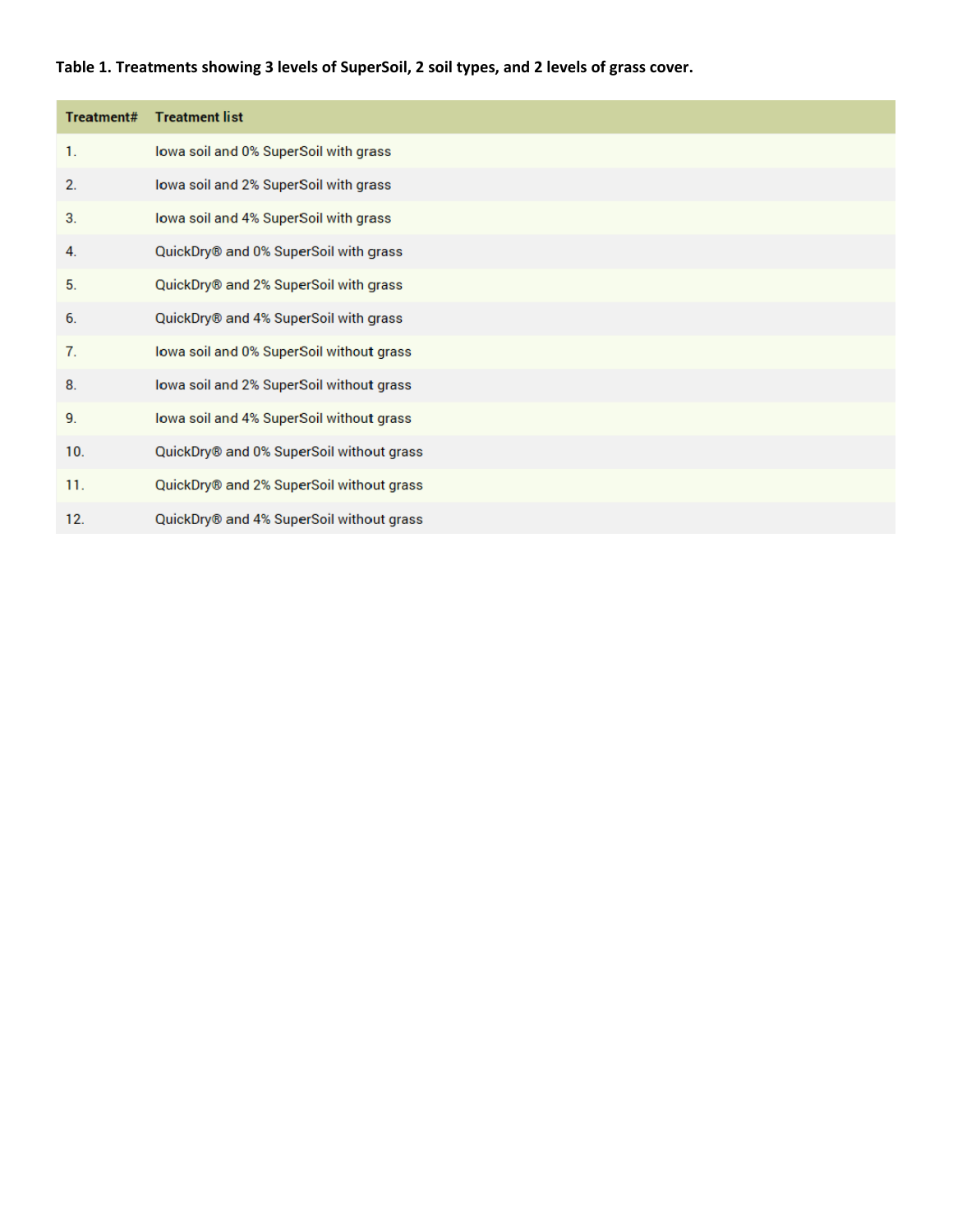**Table 1. Treatments showing 3 levels of SuperSoil, 2 soil types, and 2 levels of grass cover.**

| Treatment# | Treatment list |
|---|---|
| 1. | Iowa soil and 0% SuperSoil with grass |
| 2. | Iowa soil and 2% SuperSoil with grass |
| 3. | Iowa soil and 4% SuperSoil with grass |
| 4. | QuickDry® and 0% SuperSoil with grass |
| 5. | QuickDry® and 2% SuperSoil with grass |
| 6. | QuickDry® and 4% SuperSoil with grass |
| 7. | Iowa soil and 0% SuperSoil without grass |
| 8. | Iowa soil and 2% SuperSoil without grass |
| 9. | Iowa soil and 4% SuperSoil without grass |
| 10. | QuickDry® and 0% SuperSoil without grass |
| 11. | QuickDry® and 2% SuperSoil without grass |
| 12. | QuickDry® and 4% SuperSoil without grass |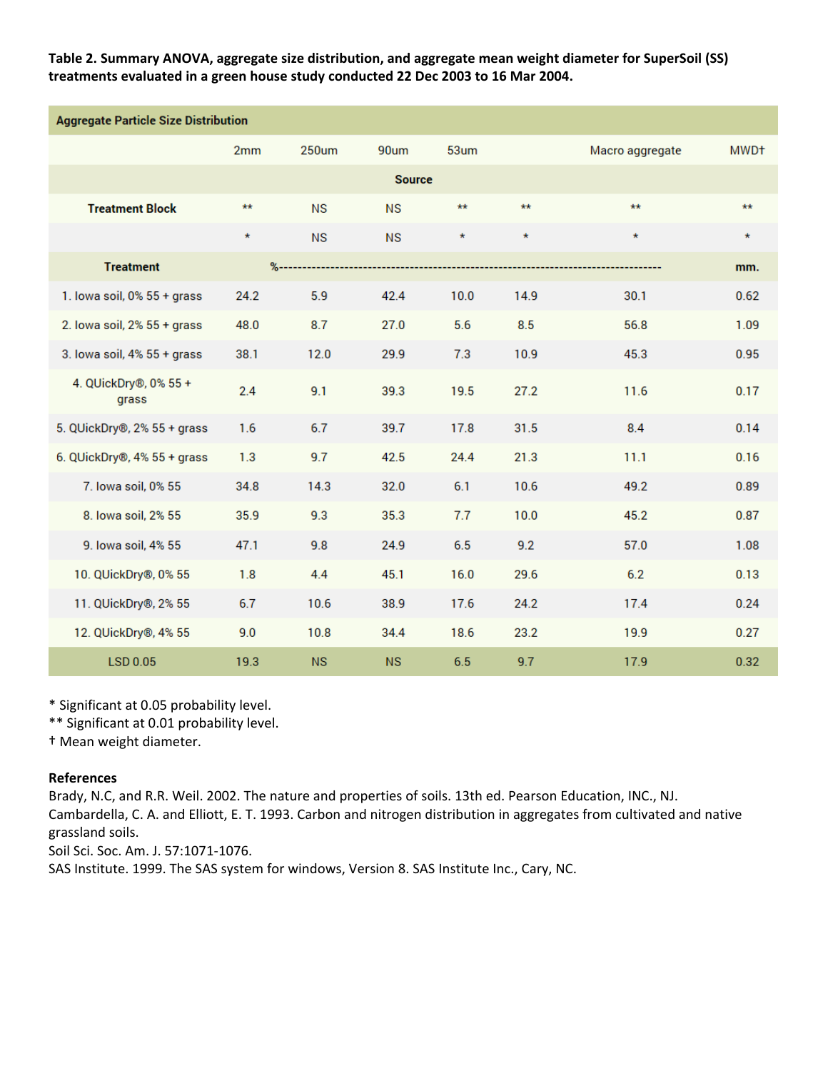**Table 2. Summary ANOVA, aggregate size distribution, and aggregate mean weight diameter for SuperSoil (SS) treatments evaluated in a green house study conducted 22 Dec 2003 to 16 Mar 2004.**

| Aggregate Particle Size Distribution | | | | | | | |
|---|---|---|---|---|---|---|---|
| | 2mm | 250um | 90um | 53um | | Macro aggregate | MWD† |
| Source | | | | | | | |
| Treatment Block | ** | NS | NS | ** | ** | ** | ** |
| | * | NS | NS | * | * | * | * |
| Treatment | %-------------------------------------------------------------------------------- | | | | | | mm. |
| 1. Iowa soil, 0% 55 + grass | 24.2 | 5.9 | 42.4 | 10.0 | 14.9 | 30.1 | 0.62 |
| 2. Iowa soil, 2% 55 + grass | 48.0 | 8.7 | 27.0 | 5.6 | 8.5 | 56.8 | 1.09 |
| 3. Iowa soil, 4% 55 + grass | 38.1 | 12.0 | 29.9 | 7.3 | 10.9 | 45.3 | 0.95 |
| 4. QUickDry®, 0% 55 + grass | 2.4 | 9.1 | 39.3 | 19.5 | 27.2 | 11.6 | 0.17 |
| 5. QUickDry®, 2% 55 + grass | 1.6 | 6.7 | 39.7 | 17.8 | 31.5 | 8.4 | 0.14 |
| 6. QUickDry®, 4% 55 + grass | 1.3 | 9.7 | 42.5 | 24.4 | 21.3 | 11.1 | 0.16 |
| 7. Iowa soil, 0% 55 | 34.8 | 14.3 | 32.0 | 6.1 | 10.6 | 49.2 | 0.89 |
| 8. Iowa soil, 2% 55 | 35.9 | 9.3 | 35.3 | 7.7 | 10.0 | 45.2 | 0.87 |
| 9. Iowa soil, 4% 55 | 47.1 | 9.8 | 24.9 | 6.5 | 9.2 | 57.0 | 1.08 |
| 10. QUickDry®, 0% 55 | 1.8 | 4.4 | 45.1 | 16.0 | 29.6 | 6.2 | 0.13 |
| 11. QUickDry®, 2% 55 | 6.7 | 10.6 | 38.9 | 17.6 | 24.2 | 17.4 | 0.24 |
| 12. QUickDry®, 4% 55 | 9.0 | 10.8 | 34.4 | 18.6 | 23.2 | 19.9 | 0.27 |
| LSD 0.05 | 19.3 | NS | NS | 6.5 | 9.7 | 17.9 | 0.32 |

\* Significant at 0.05 probability level.
\** Significant at 0.01 probability level.
† Mean weight diameter.

**References**

Brady, N.C, and R.R. Weil. 2002. The nature and properties of soils. 13th ed. Pearson Education, INC., NJ.
Cambardella, C. A. and Elliott, E. T. 1993. Carbon and nitrogen distribution in aggregates from cultivated and native grassland soils.
Soil Sci. Soc. Am. J. 57:1071-1076.
SAS Institute. 1999. The SAS system for windows, Version 8. SAS Institute Inc., Cary, NC.